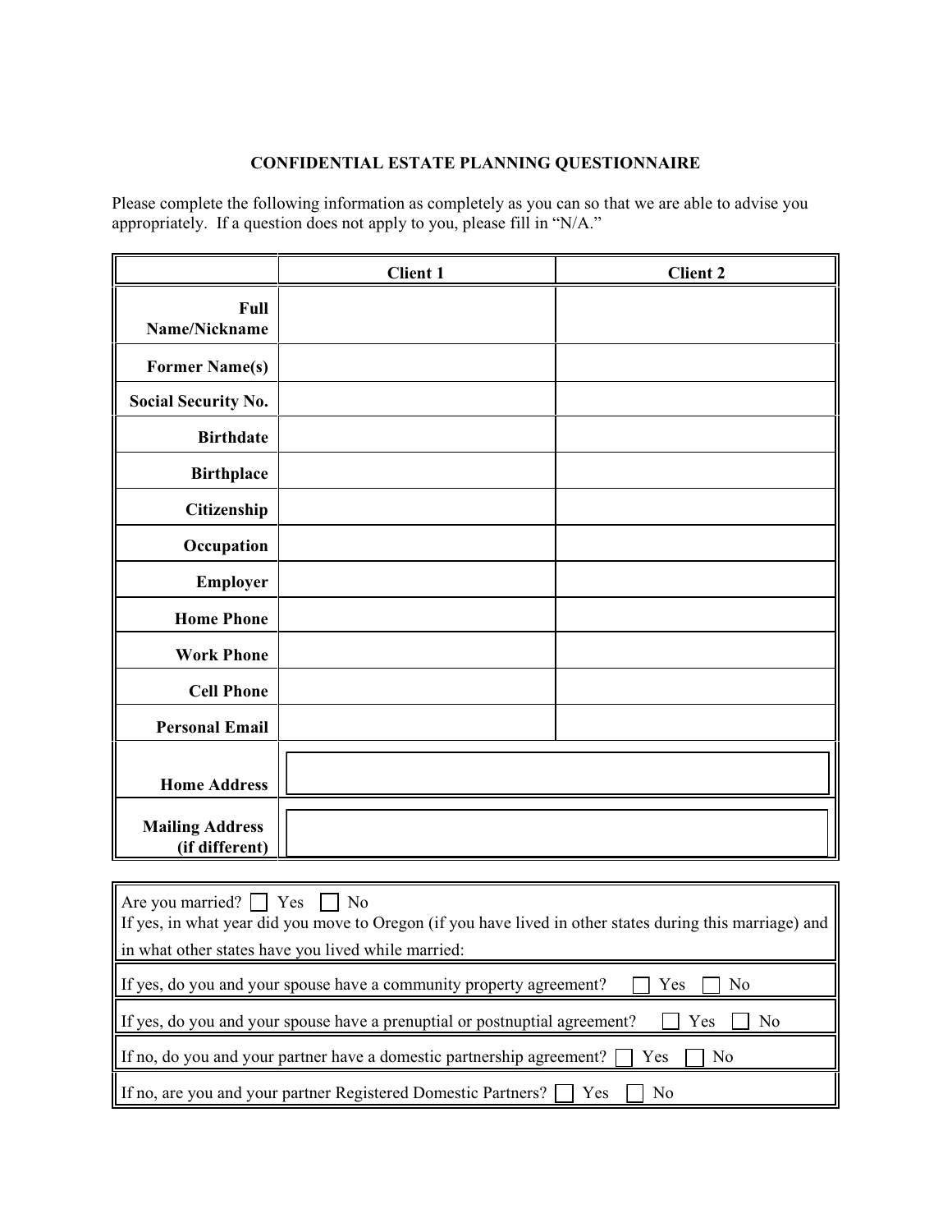**CONFIDENTIAL ESTATE PLANNING QUESTIONNAIRE**

Please complete the following information as completely as you can so that we are able to advise you appropriately. If a question does not apply to you, please fill in "N/A."

| | Client 1 | Client 2 |
|---|---|---|
| **Full Name/Nickname** | | |
| **Former Name(s)** | | |
| **Social Security No.** | | |
| **Birthdate** | | |
| **Birthplace** | | |
| **Citizenship** | | |
| **Occupation** | | |
| **Employer** | | |
| **Home Phone** | | |
| **Work Phone** | | |
| **Cell Phone** | | |
| **Personal Email** | | |
| **Home Address** | | |
| **Mailing Address (if different)** | | |

Are you married? ☐ Yes ☐ No
If yes, in what year did you move to Oregon (if you have lived in other states during this marriage) and in what other states have you lived while married:

If yes, do you and your spouse have a community property agreement? ☐ Yes ☐ No

If yes, do you and your spouse have a prenuptial or postnuptial agreement? ☐ Yes ☐ No

If no, do you and your partner have a domestic partnership agreement? ☐ Yes ☐ No

If no, are you and your partner Registered Domestic Partners? ☐ Yes ☐ No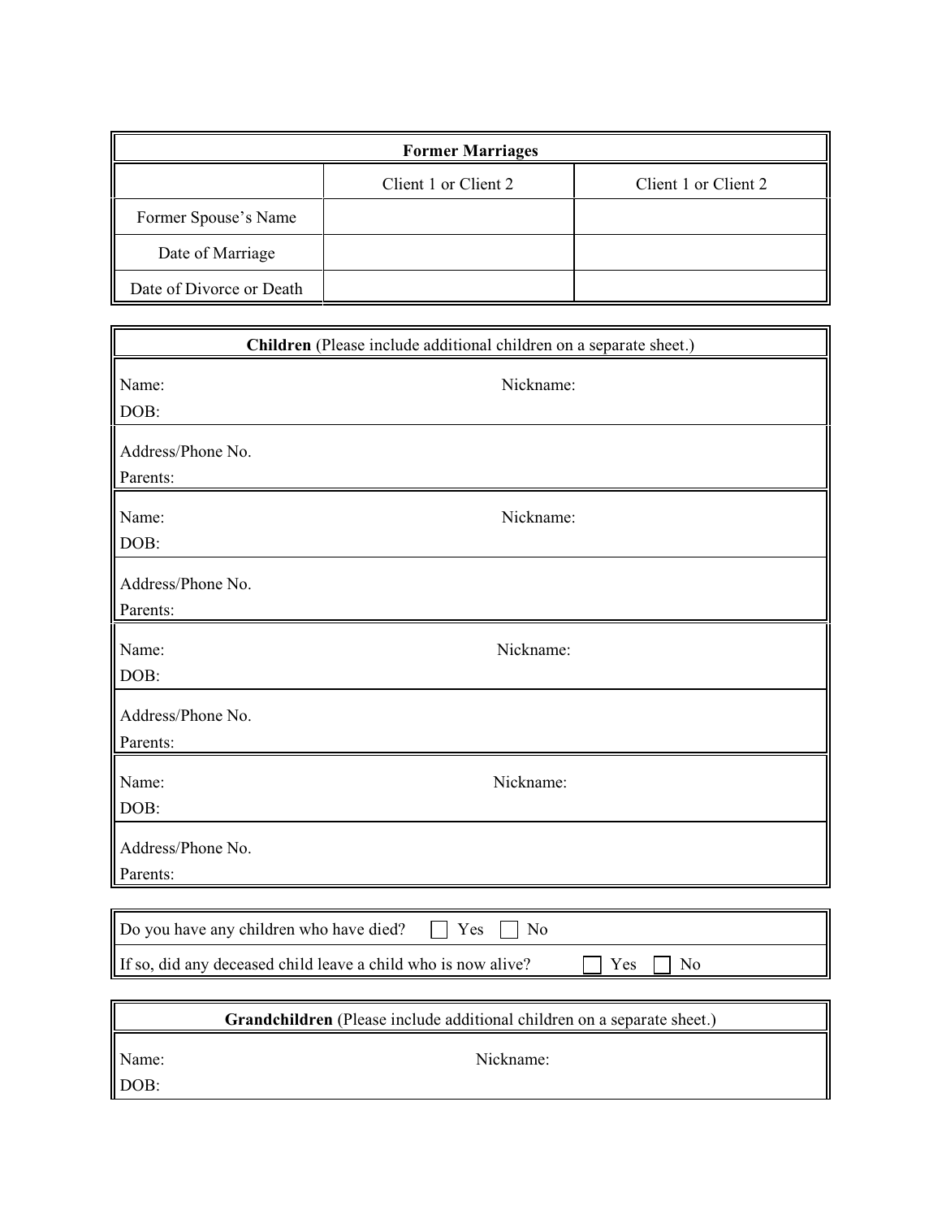| Former Marriages | | |
|---|---|---|
| | Client 1 or Client 2 | Client 1 or Client 2 |
| Former Spouse's Name | | |
| Date of Marriage | | |
| Date of Divorce or Death | | |

| **Children** (Please include additional children on a separate sheet.) | |
|---|---|
| Name:<br>DOB: | Nickname: |
| Address/Phone No.<br>Parents: | |
| Name:<br>DOB: | Nickname: |
| Address/Phone No.<br>Parents: | |
| Name:<br>DOB: | Nickname: |
| Address/Phone No.<br>Parents: | |
| Name:<br>DOB: | Nickname: |
| Address/Phone No.<br>Parents: | |

| | |
|---|---|
| Do you have any children who have died? | ☐ Yes ☐ No |
| If so, did any deceased child leave a child who is now alive? | ☐ Yes ☐ No |

| **Grandchildren** (Please include additional children on a separate sheet.) | |
|---|---|
| Name:<br>DOB: | Nickname: |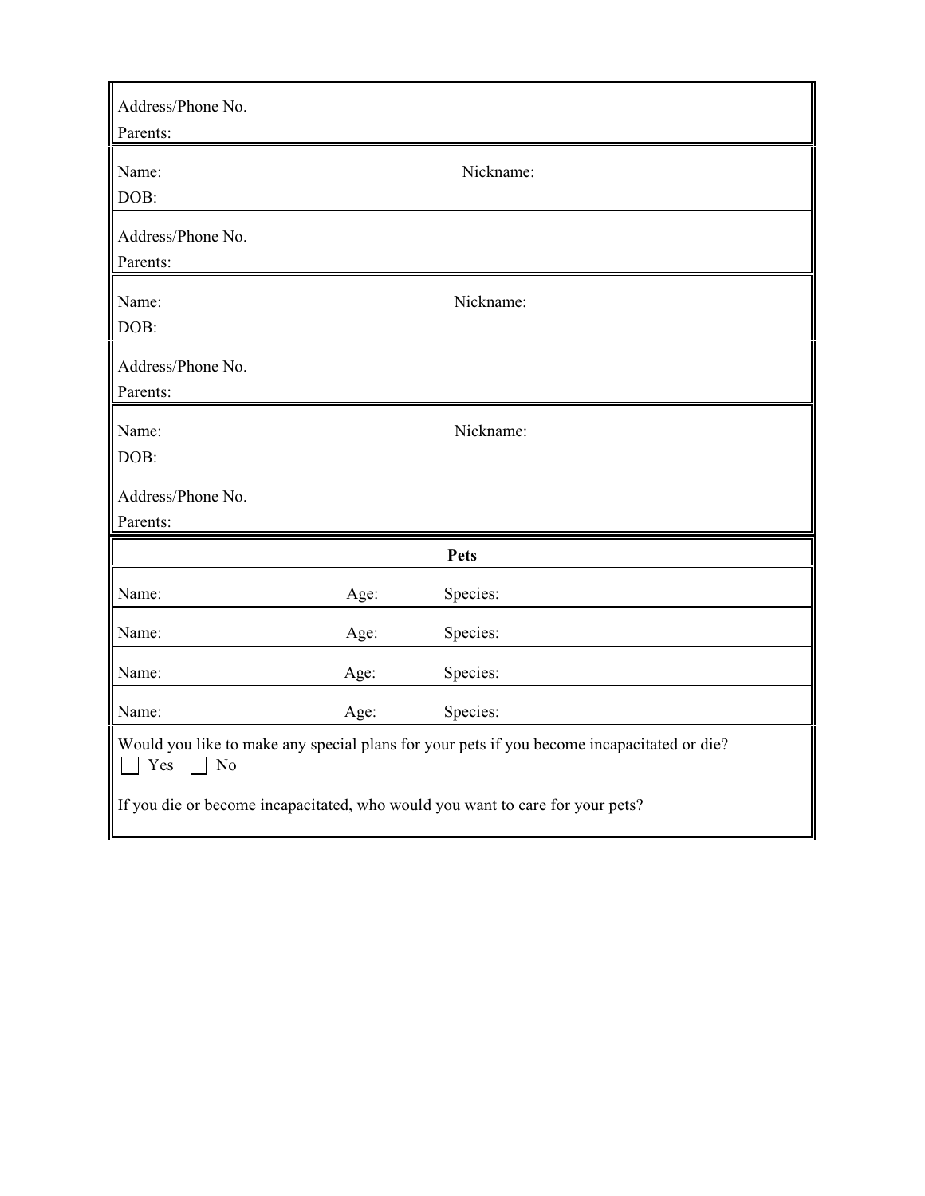Address/Phone No.

Parents:

Name: Nickname:

DOB:

Address/Phone No.

Parents:

Name: Nickname:

DOB:

Address/Phone No.

Parents:

Name: Nickname:

DOB:

Address/Phone No.

Parents:

**Pets**

| Name: | Age: | Species: |
|---|---|---|
| Name: | Age: | Species: |
| Name: | Age: | Species: |
| Name: | Age: | Species: |

Would you like to make any special plans for your pets if you become incapacitated or die?

☐ Yes ☐ No

If you die or become incapacitated, who would you want to care for your pets?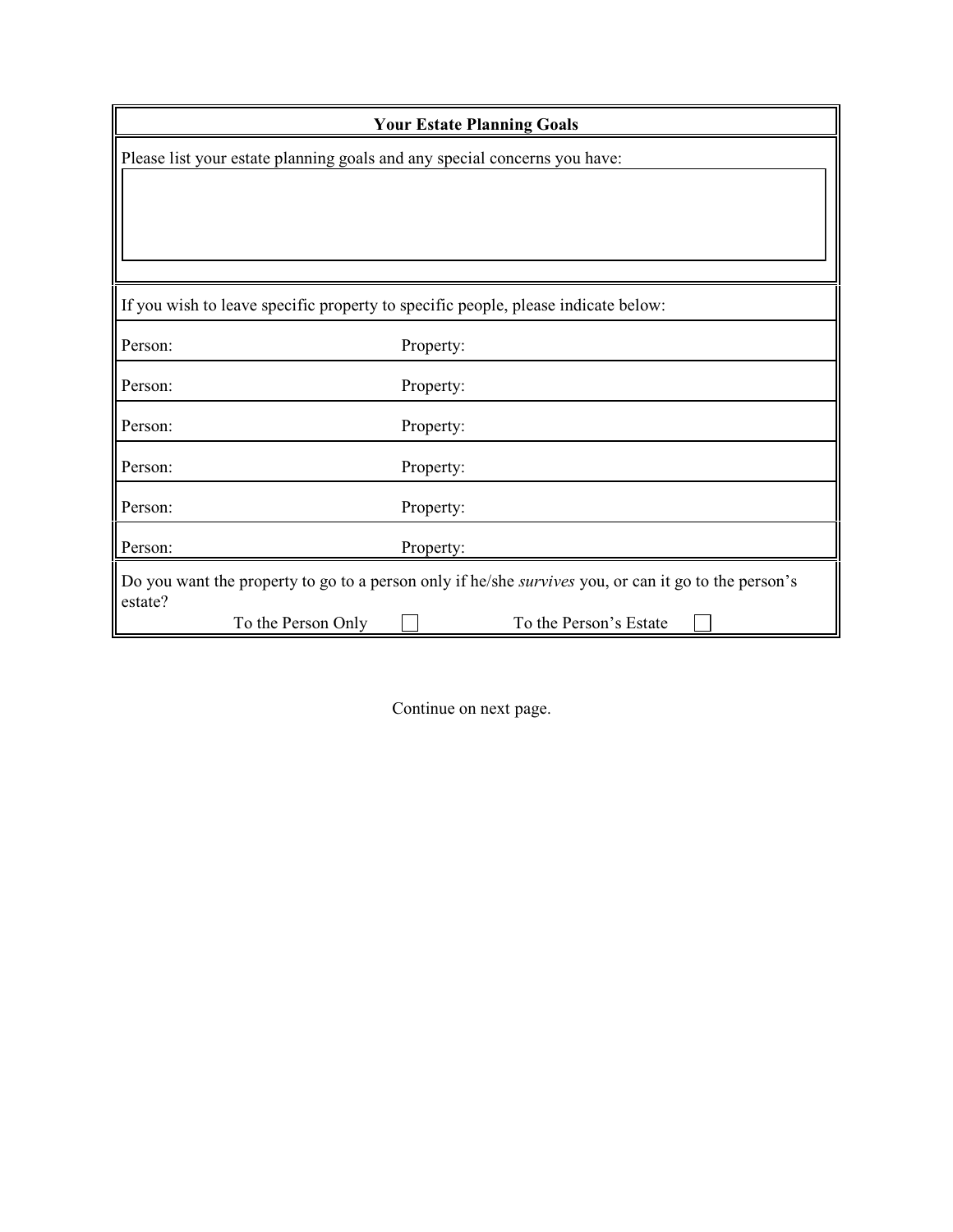## Your Estate Planning Goals

Please list your estate planning goals and any special concerns you have:

If you wish to leave specific property to specific people, please indicate below:

| Person: | Property: |
|---|---|
| Person: | Property: |
| Person: | Property: |
| Person: | Property: |
| Person: | Property: |
| Person: | Property: |

Do you want the property to go to a person only if he/she *survives* you, or can it go to the person's estate?

To the Person Only ☐ To the Person's Estate ☐

Continue on next page.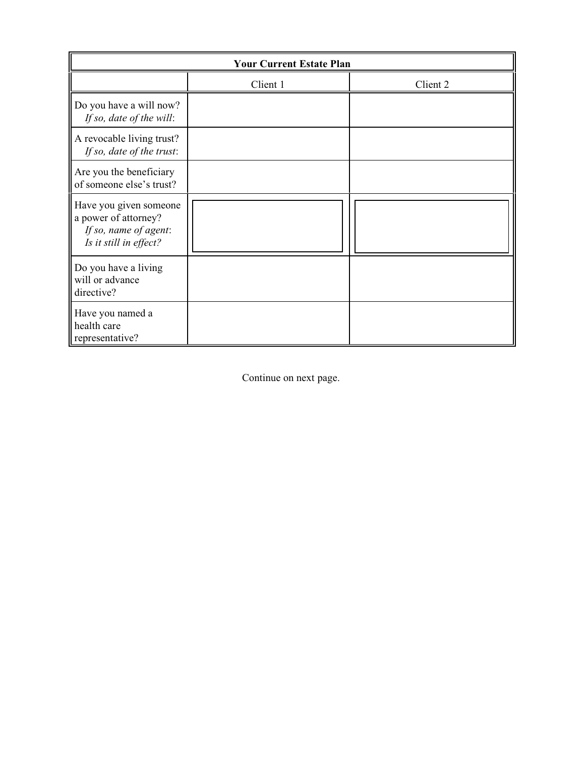| Your Current Estate Plan | | |
|---|---|---|
| | Client 1 | Client 2 |
| Do you have a will now? *If so, date of the will*: | | |
| A revocable living trust? *If so, date of the trust*: | | |
| Are you the beneficiary of someone else's trust? | | |
| Have you given someone a power of attorney? *If so, name of agent*: *Is it still in effect?* | | |
| Do you have a living will or advance directive? | | |
| Have you named a health care representative? | | |

Continue on next page.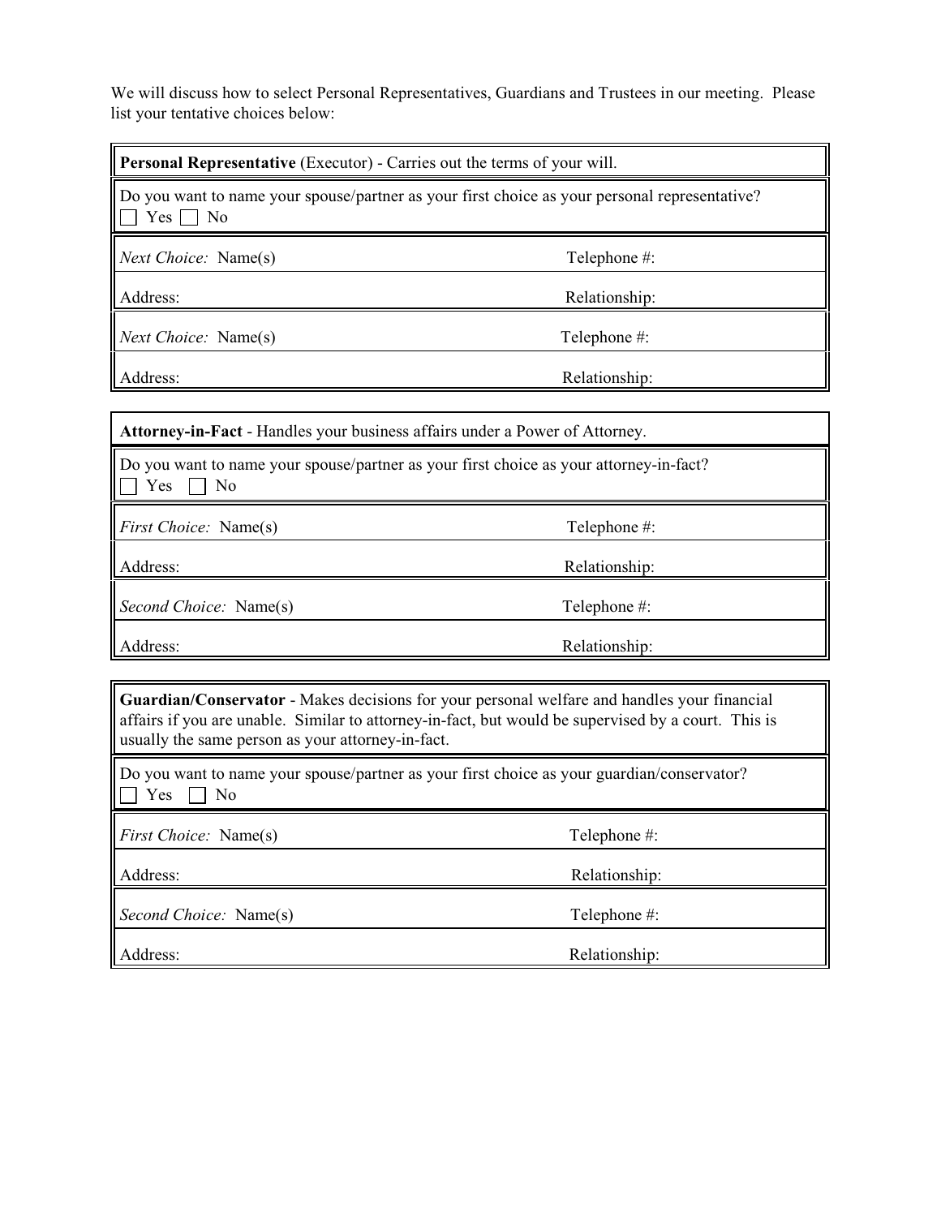We will discuss how to select Personal Representatives, Guardians and Trustees in our meeting. Please list your tentative choices below:

| **Personal Representative** (Executor) - Carries out the terms of your will. | |
|---|---|
| Do you want to name your spouse/partner as your first choice as your personal representative? ☐ Yes ☐ No | |
| *Next Choice:* Name(s) | Telephone #: |
| Address: | Relationship: |
| *Next Choice:* Name(s) | Telephone #: |
| Address: | Relationship: |

| **Attorney-in-Fact** - Handles your business affairs under a Power of Attorney. | |
|---|---|
| Do you want to name your spouse/partner as your first choice as your attorney-in-fact? ☐ Yes ☐ No | |
| *First Choice:* Name(s) | Telephone #: |
| Address: | Relationship: |
| *Second Choice:* Name(s) | Telephone #: |
| Address: | Relationship: |

| **Guardian/Conservator** - Makes decisions for your personal welfare and handles your financial affairs if you are unable. Similar to attorney-in-fact, but would be supervised by a court. This is usually the same person as your attorney-in-fact. | |
|---|---|
| Do you want to name your spouse/partner as your first choice as your guardian/conservator? ☐ Yes ☐ No | |
| *First Choice:* Name(s) | Telephone #: |
| Address: | Relationship: |
| *Second Choice:* Name(s) | Telephone #: |
| Address: | Relationship: |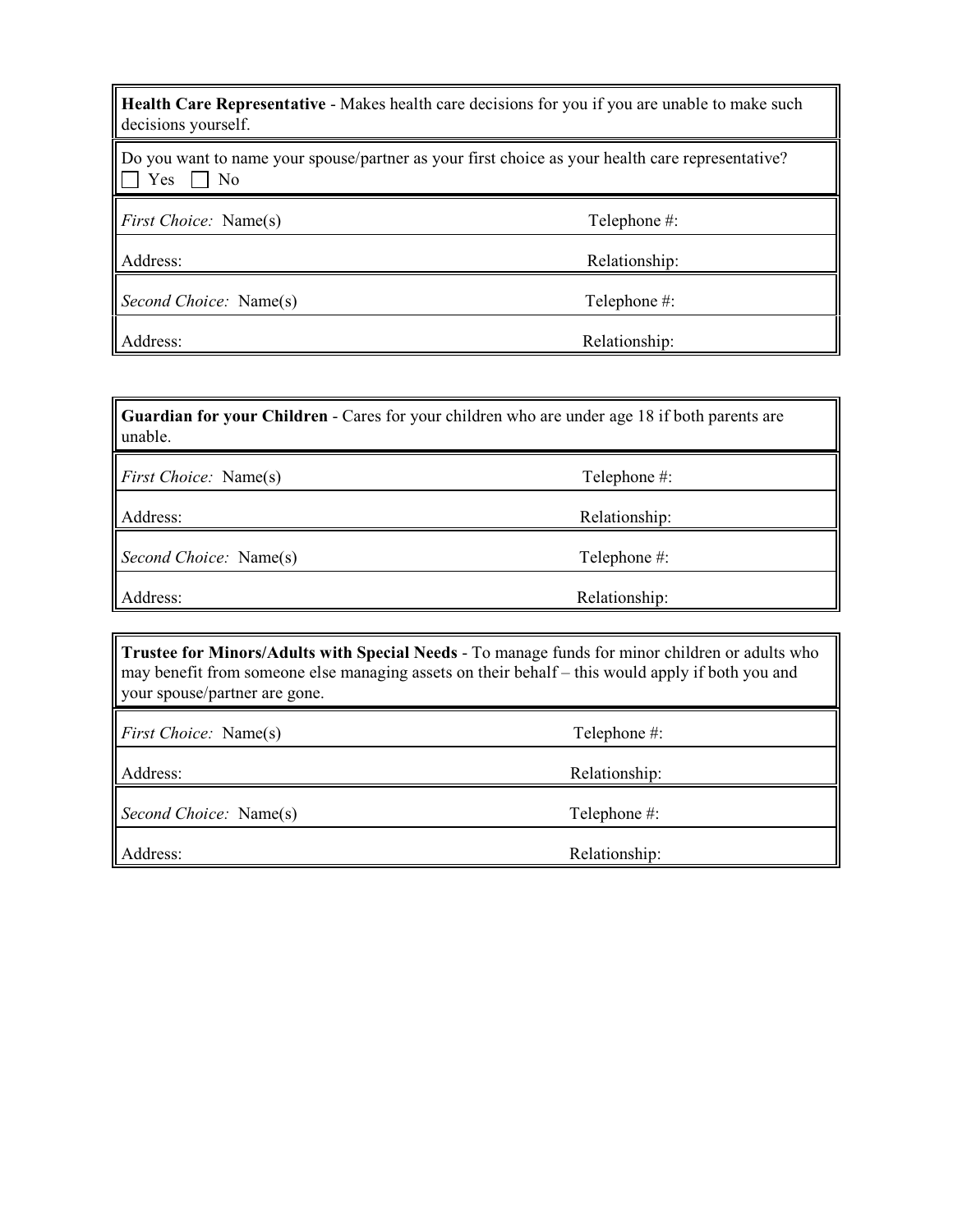| **Health Care Representative** - Makes health care decisions for you if you are unable to make such decisions yourself. | |
|---|---|
| Do you want to name your spouse/partner as your first choice as your health care representative? ☐ Yes ☐ No | |
| *First Choice:* Name(s) | Telephone #: |
| Address: | Relationship: |
| *Second Choice:* Name(s) | Telephone #: |
| Address: | Relationship: |

| **Guardian for your Children** - Cares for your children who are under age 18 if both parents are unable. | |
|---|---|
| *First Choice:* Name(s) | Telephone #: |
| Address: | Relationship: |
| *Second Choice:* Name(s) | Telephone #: |
| Address: | Relationship: |

| **Trustee for Minors/Adults with Special Needs** - To manage funds for minor children or adults who may benefit from someone else managing assets on their behalf – this would apply if both you and your spouse/partner are gone. | |
|---|---|
| *First Choice:* Name(s) | Telephone #: |
| Address: | Relationship: |
| *Second Choice:* Name(s) | Telephone #: |
| Address: | Relationship: |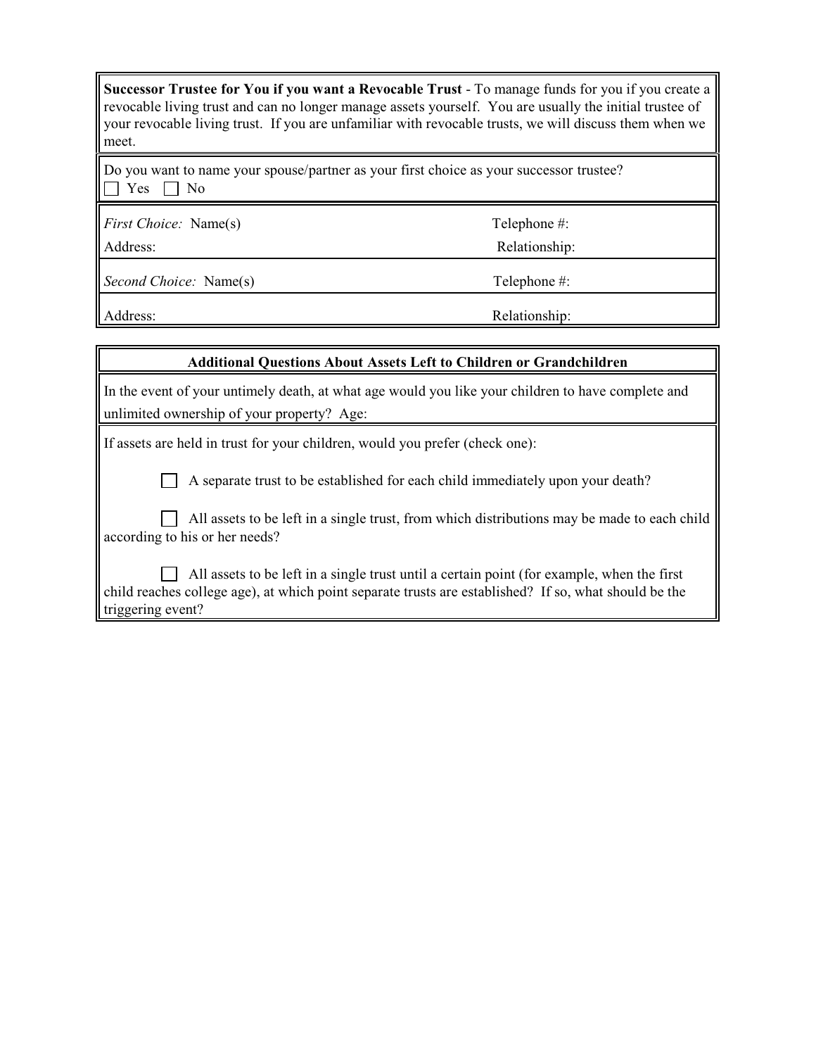**Successor Trustee for You if you want a Revocable Trust** - To manage funds for you if you create a revocable living trust and can no longer manage assets yourself. You are usually the initial trustee of your revocable living trust. If you are unfamiliar with revocable trusts, we will discuss them when we meet.

Do you want to name your spouse/partner as your first choice as your successor trustee?
☐ Yes ☐ No

| | |
|---|---|
| *First Choice:* Name(s) | Telephone #: |
| Address: | Relationship: |
| *Second Choice:* Name(s) | Telephone #: |
| Address: | Relationship: |

**Additional Questions About Assets Left to Children or Grandchildren**

In the event of your untimely death, at what age would you like your children to have complete and unlimited ownership of your property? Age:

If assets are held in trust for your children, would you prefer (check one):

☐ A separate trust to be established for each child immediately upon your death?

☐ All assets to be left in a single trust, from which distributions may be made to each child according to his or her needs?

☐ All assets to be left in a single trust until a certain point (for example, when the first child reaches college age), at which point separate trusts are established? If so, what should be the triggering event?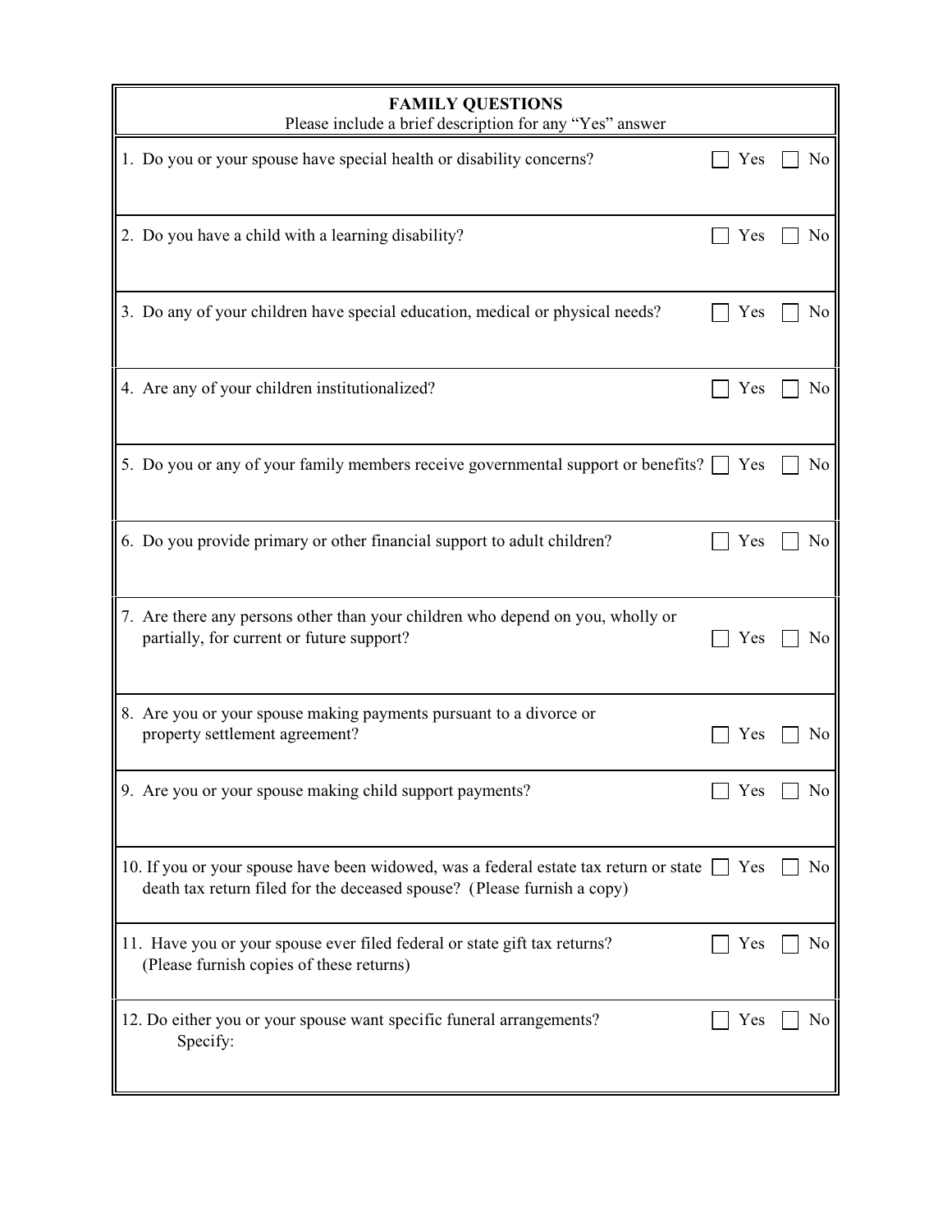## FAMILY QUESTIONS

Please include a brief description for any "Yes" answer

| Question | Yes | No |
|---|---|---|
| 1. Do you or your spouse have special health or disability concerns? | ☐ Yes | ☐ No |
| 2. Do you have a child with a learning disability? | ☐ Yes | ☐ No |
| 3. Do any of your children have special education, medical or physical needs? | ☐ Yes | ☐ No |
| 4. Are any of your children institutionalized? | ☐ Yes | ☐ No |
| 5. Do you or any of your family members receive governmental support or benefits? | ☐ Yes | ☐ No |
| 6. Do you provide primary or other financial support to adult children? | ☐ Yes | ☐ No |
| 7. Are there any persons other than your children who depend on you, wholly or partially, for current or future support? | ☐ Yes | ☐ No |
| 8. Are you or your spouse making payments pursuant to a divorce or property settlement agreement? | ☐ Yes | ☐ No |
| 9. Are you or your spouse making child support payments? | ☐ Yes | ☐ No |
| 10. If you or your spouse have been widowed, was a federal estate tax return or state death tax return filed for the deceased spouse? (Please furnish a copy) | ☐ Yes | ☐ No |
| 11. Have you or your spouse ever filed federal or state gift tax returns? (Please furnish copies of these returns) | ☐ Yes | ☐ No |
| 12. Do either you or your spouse want specific funeral arrangements? Specify: | ☐ Yes | ☐ No |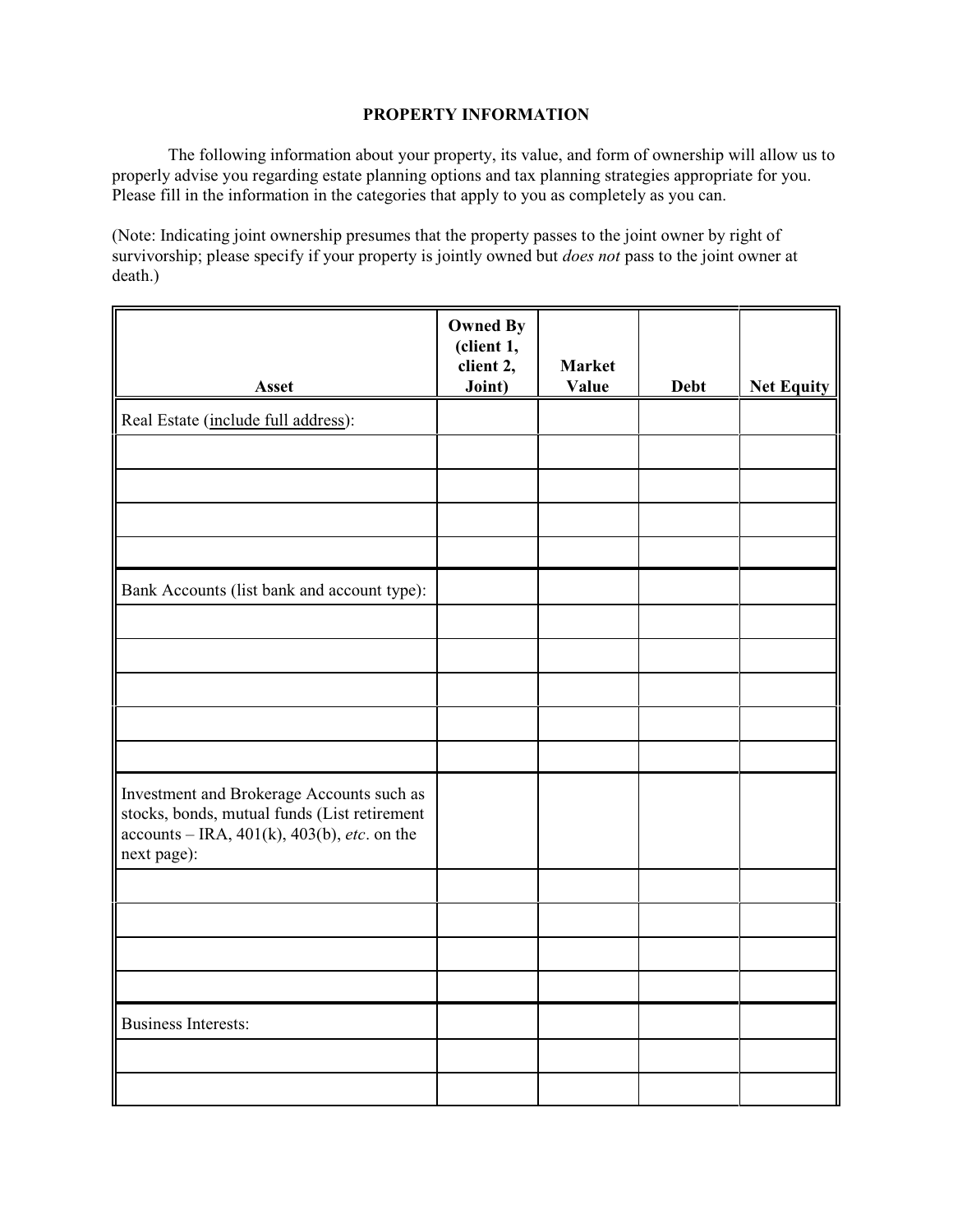## PROPERTY INFORMATION

The following information about your property, its value, and form of ownership will allow us to properly advise you regarding estate planning options and tax planning strategies appropriate for you. Please fill in the information in the categories that apply to you as completely as you can.

(Note: Indicating joint ownership presumes that the property passes to the joint owner by right of survivorship; please specify if your property is jointly owned but *does not* pass to the joint owner at death.)

| Asset | Owned By (client 1, client 2, Joint) | Market Value | Debt | Net Equity |
|---|---|---|---|---|
| Real Estate (include full address): | | | | |
| | | | | |
| | | | | |
| | | | | |
| | | | | |
| Bank Accounts (list bank and account type): | | | | |
| | | | | |
| | | | | |
| | | | | |
| | | | | |
| | | | | |
| Investment and Brokerage Accounts such as stocks, bonds, mutual funds (List retirement accounts – IRA, 401(k), 403(b), *etc*. on the next page): | | | | |
| | | | | |
| | | | | |
| | | | | |
| | | | | |
| Business Interests: | | | | |
| | | | | |
| | | | | |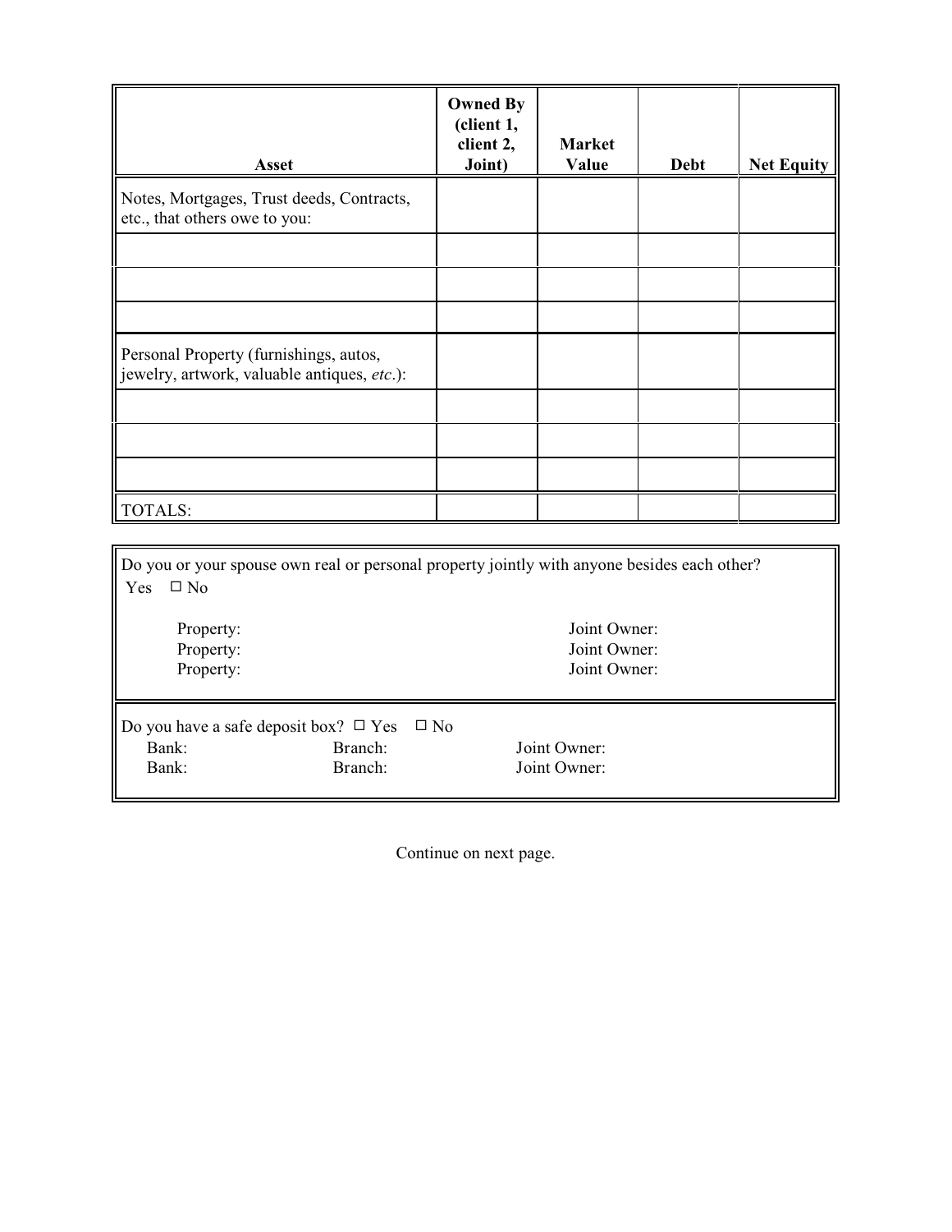| Asset | Owned By (client 1, client 2, Joint) | Market Value | Debt | Net Equity |
|---|---|---|---|---|
| Notes, Mortgages, Trust deeds, Contracts, etc., that others owe to you: | | | | |
| | | | | |
| | | | | |
| | | | | |
| Personal Property (furnishings, autos, jewelry, artwork, valuable antiques, *etc.*): | | | | |
| | | | | |
| | | | | |
| | | | | |
| TOTALS: | | | | |

Do you or your spouse own real or personal property jointly with anyone besides each other?
Yes ☐ No

Property: Joint Owner:
Property: Joint Owner:
Property: Joint Owner:

Do you have a safe deposit box? ☐ Yes ☐ No
Bank: Branch: Joint Owner:
Bank: Branch: Joint Owner:

Continue on next page.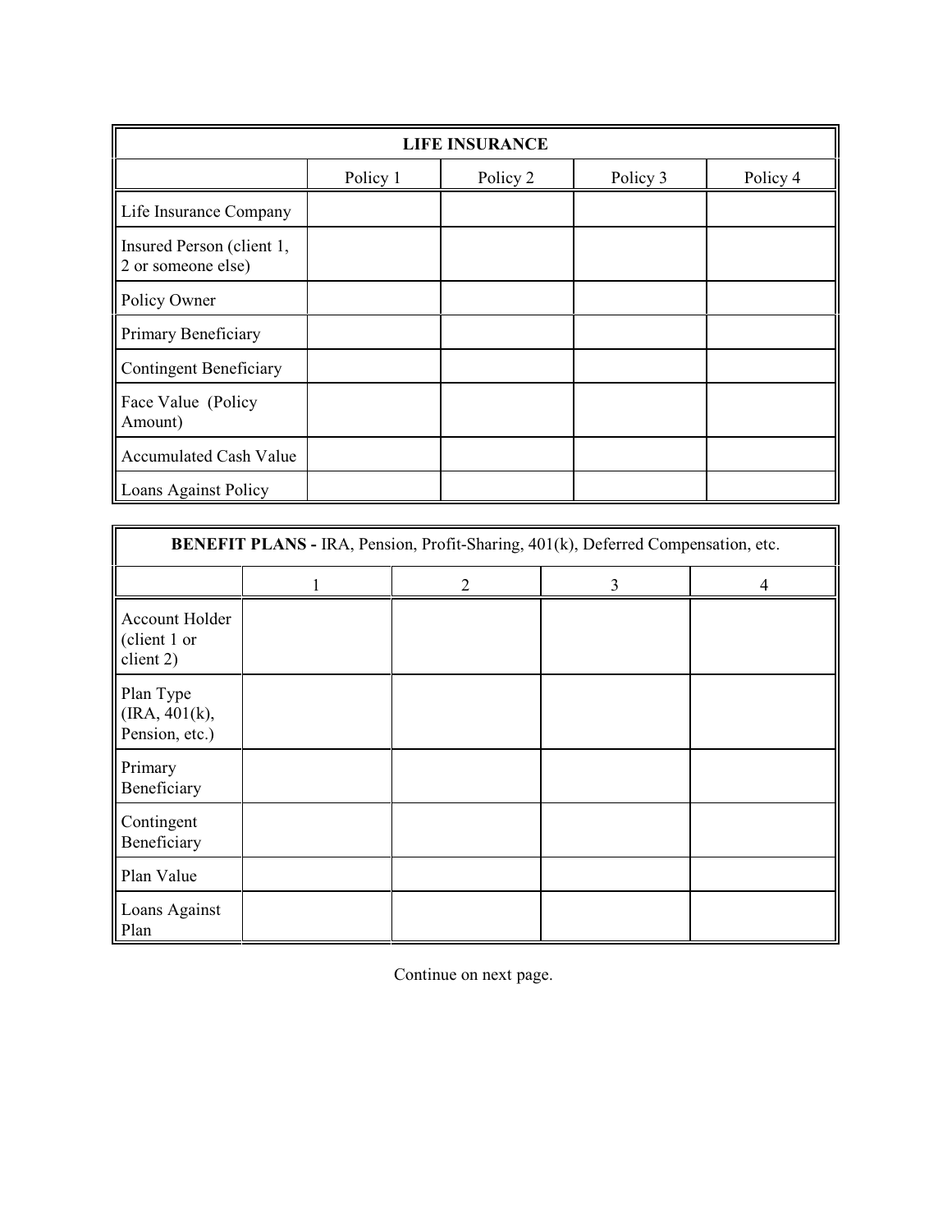| LIFE INSURANCE | | | | |
|---|---|---|---|---|
| | Policy 1 | Policy 2 | Policy 3 | Policy 4 |
| Life Insurance Company | | | | |
| Insured Person (client 1, 2 or someone else) | | | | |
| Policy Owner | | | | |
| Primary Beneficiary | | | | |
| Contingent Beneficiary | | | | |
| Face Value (Policy Amount) | | | | |
| Accumulated Cash Value | | | | |
| Loans Against Policy | | | | |

| **BENEFIT PLANS -** IRA, Pension, Profit-Sharing, 401(k), Deferred Compensation, etc. | | | | |
|---|---|---|---|---|
| | 1 | 2 | 3 | 4 |
| Account Holder (client 1 or client 2) | | | | |
| Plan Type (IRA, 401(k), Pension, etc.) | | | | |
| Primary Beneficiary | | | | |
| Contingent Beneficiary | | | | |
| Plan Value | | | | |
| Loans Against Plan | | | | |

Continue on next page.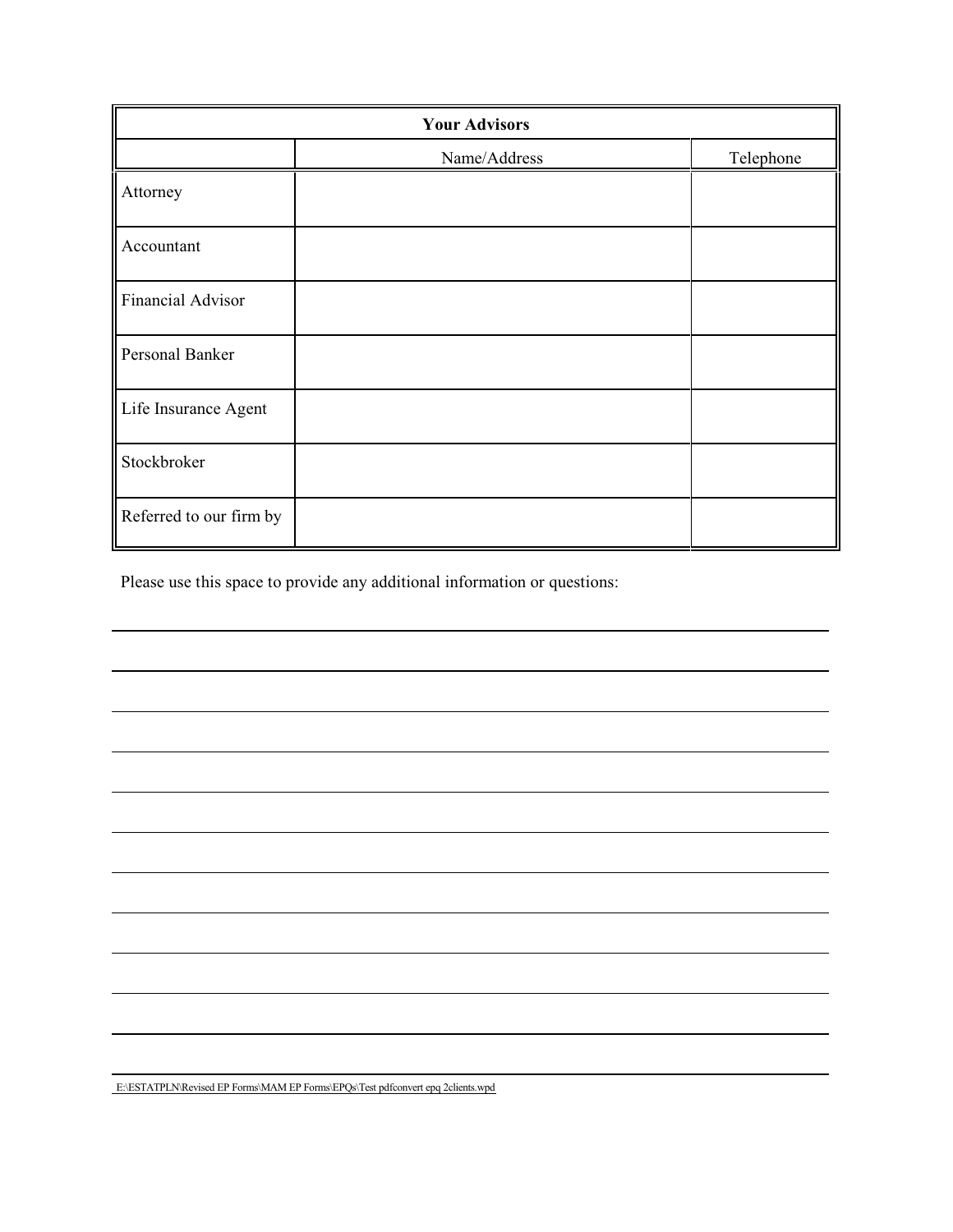| Your Advisors | | |
|---|---|---|
| | Name/Address | Telephone |
| Attorney | | |
| Accountant | | |
| Financial Advisor | | |
| Personal Banker | | |
| Life Insurance Agent | | |
| Stockbroker | | |
| Referred to our firm by | | |

Please use this space to provide any additional information or questions:

E:\ESTATPLN\Revised EP Forms\MAM EP Forms\EPQs\Test pdfconvert epq 2clients.wpd